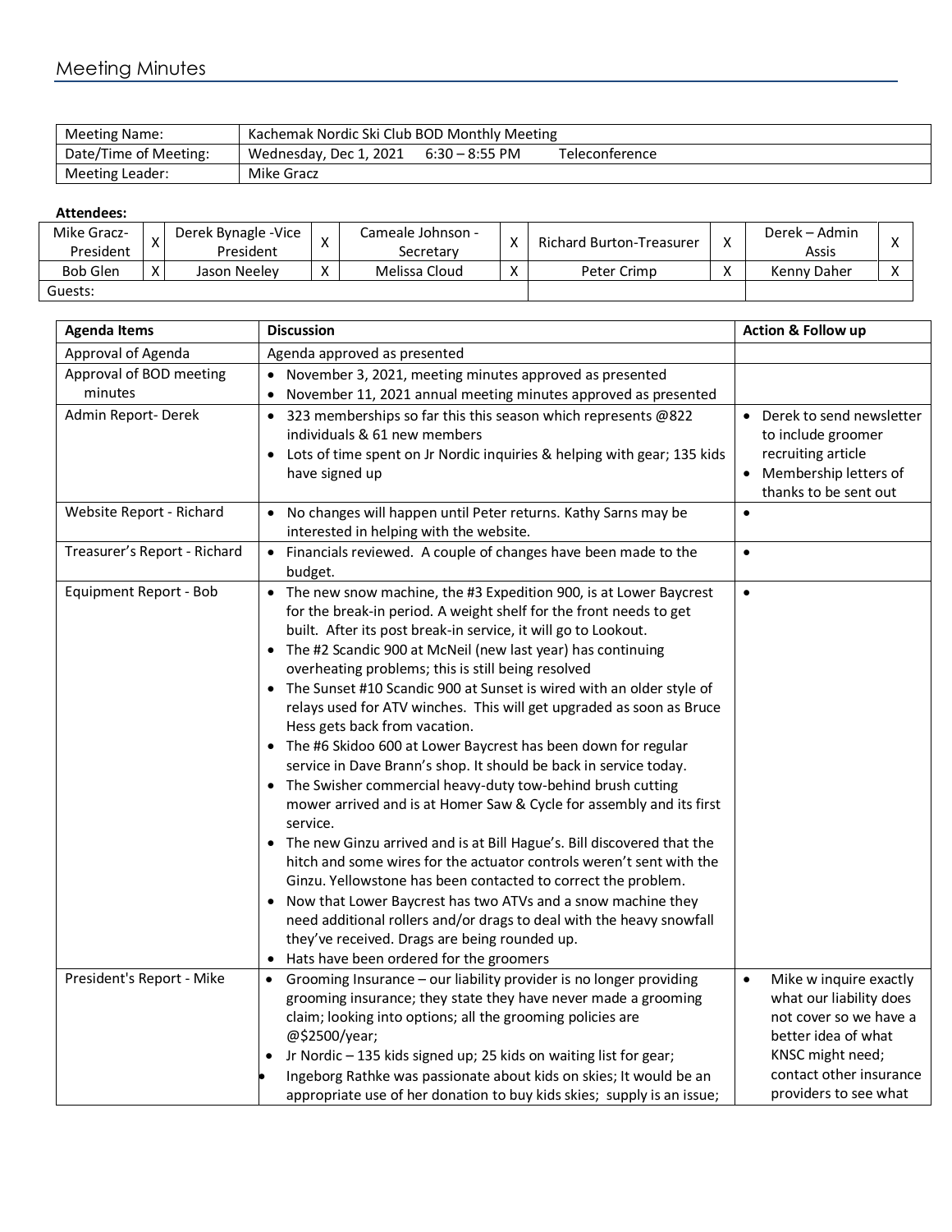# Meeting Minutes

| Meeting Name: | Kachemak Nordic Ski Club BOD Monthly Meeting |
|---|---|
| Date/Time of Meeting: | Wednesday, Dec 1, 2021 6:30 – 8:55 PM Teleconference |
| Meeting Leader: | Mike Gracz |

**Attendees:**

| | | | | | | | | | |
|---|---|---|---|---|---|---|---|---|---|
| Mike Gracz- President | X | Derek Bynagle -Vice President | X | Cameale Johnson - Secretary | X | Richard Burton-Treasurer | X | Derek – Admin Assis | X |
| Bob Glen | X | Jason Neeley | X | Melissa Cloud | X | Peter Crimp | X | Kenny Daher | X |
| Guests: | | | | | | | | | |

| Agenda Items | Discussion | Action & Follow up |
|---|---|---|
| Approval of Agenda | Agenda approved as presented | |
| Approval of BOD meeting minutes | • November 3, 2021, meeting minutes approved as presented<br>• November 11, 2021 annual meeting minutes approved as presented | |
| Admin Report- Derek | • 323 memberships so far this this season which represents @822 individuals & 61 new members<br>• Lots of time spent on Jr Nordic inquiries & helping with gear; 135 kids have signed up | • Derek to send newsletter to include groomer recruiting article<br>• Membership letters of thanks to be sent out |
| Website Report - Richard | • No changes will happen until Peter returns. Kathy Sarns may be interested in helping with the website. | • |
| Treasurer's Report - Richard | • Financials reviewed. A couple of changes have been made to the budget. | • |
| Equipment Report - Bob | • The new snow machine, the #3 Expedition 900, is at Lower Baycrest for the break-in period. A weight shelf for the front needs to get built. After its post break-in service, it will go to Lookout.<br>• The #2 Scandic 900 at McNeil (new last year) has continuing overheating problems; this is still being resolved<br>• The Sunset #10 Scandic 900 at Sunset is wired with an older style of relays used for ATV winches. This will get upgraded as soon as Bruce Hess gets back from vacation.<br>• The #6 Skidoo 600 at Lower Baycrest has been down for regular service in Dave Brann's shop. It should be back in service today.<br>• The Swisher commercial heavy-duty tow-behind brush cutting mower arrived and is at Homer Saw & Cycle for assembly and its first service.<br>• The new Ginzu arrived and is at Bill Hague's. Bill discovered that the hitch and some wires for the actuator controls weren't sent with the Ginzu. Yellowstone has been contacted to correct the problem.<br>• Now that Lower Baycrest has two ATVs and a snow machine they need additional rollers and/or drags to deal with the heavy snowfall they've received. Drags are being rounded up.<br>• Hats have been ordered for the groomers | • |
| President's Report - Mike | • Grooming Insurance – our liability provider is no longer providing grooming insurance; they state they have never made a grooming claim; looking into options; all the grooming policies are @$2500/year;<br>• Jr Nordic – 135 kids signed up; 25 kids on waiting list for gear;<br>• Ingeborg Rathke was passionate about kids on skies; It would be an appropriate use of her donation to buy kids skies; supply is an issue; | • Mike w inquire exactly what our liability does not cover so we have a better idea of what KNSC might need; contact other insurance providers to see what |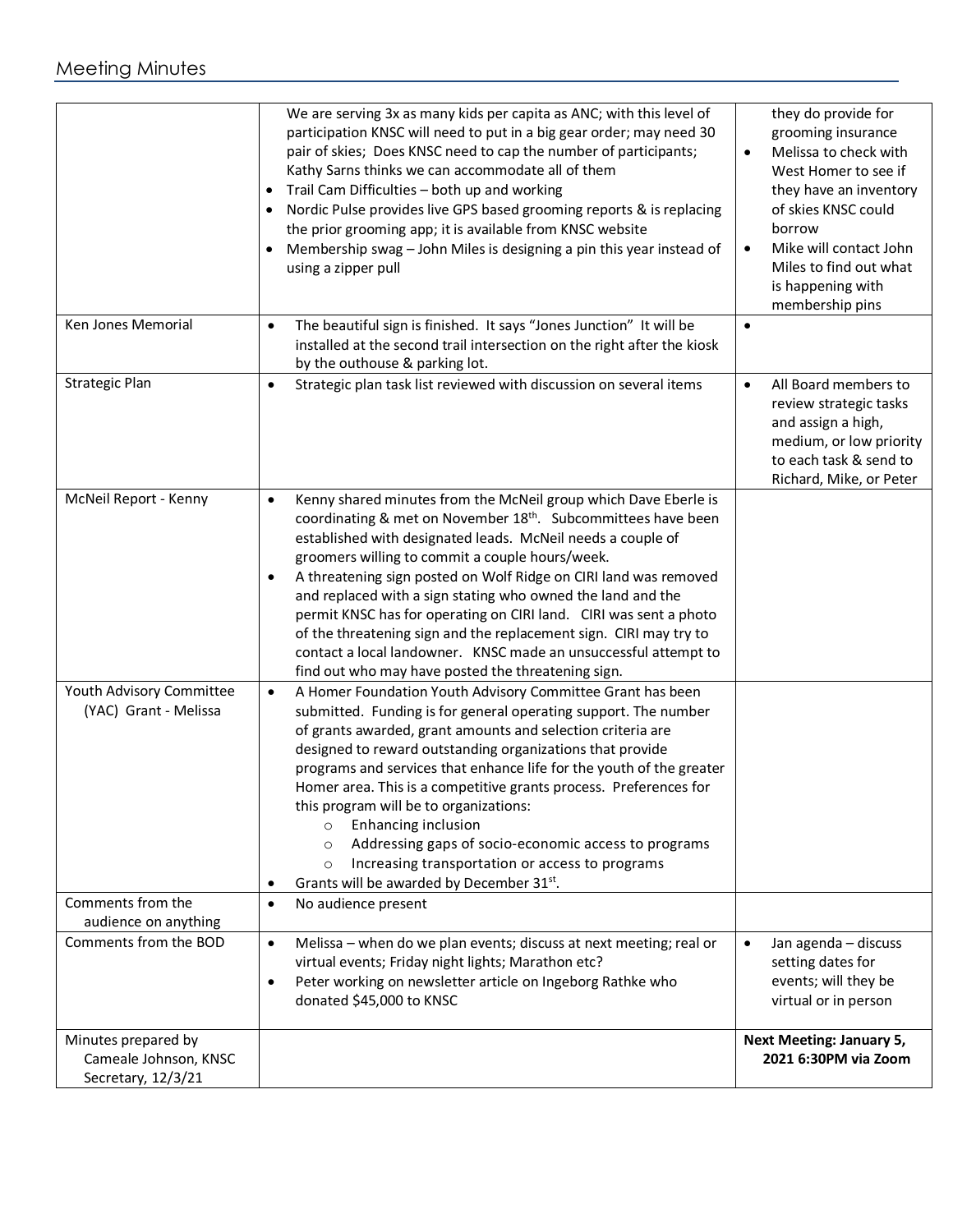## Meeting Minutes

| | | |
|---|---|---|
| | We are serving 3x as many kids per capita as ANC; with this level of participation KNSC will need to put in a big gear order; may need 30 pair of skies; Does KNSC need to cap the number of participants; Kathy Sarns thinks we can accommodate all of them<br>• Trail Cam Difficulties – both up and working<br>• Nordic Pulse provides live GPS based grooming reports & is replacing the prior grooming app; it is available from KNSC website<br>• Membership swag – John Miles is designing a pin this year instead of using a zipper pull | they do provide for grooming insurance<br>• Melissa to check with West Homer to see if they have an inventory of skies KNSC could borrow<br>• Mike will contact John Miles to find out what is happening with membership pins |
| Ken Jones Memorial | • The beautiful sign is finished. It says "Jones Junction" It will be installed at the second trail intersection on the right after the kiosk by the outhouse & parking lot. | • |
| Strategic Plan | • Strategic plan task list reviewed with discussion on several items | • All Board members to review strategic tasks and assign a high, medium, or low priority to each task & send to Richard, Mike, or Peter |
| McNeil Report - Kenny | • Kenny shared minutes from the McNeil group which Dave Eberle is coordinating & met on November 18th. Subcommittees have been established with designated leads. McNeil needs a couple of groomers willing to commit a couple hours/week.<br>• A threatening sign posted on Wolf Ridge on CIRI land was removed and replaced with a sign stating who owned the land and the permit KNSC has for operating on CIRI land. CIRI was sent a photo of the threatening sign and the replacement sign. CIRI may try to contact a local landowner. KNSC made an unsuccessful attempt to find out who may have posted the threatening sign. | |
| Youth Advisory Committee (YAC) Grant - Melissa | • A Homer Foundation Youth Advisory Committee Grant has been submitted. Funding is for general operating support. The number of grants awarded, grant amounts and selection criteria are designed to reward outstanding organizations that provide programs and services that enhance life for the youth of the greater Homer area. This is a competitive grants process. Preferences for this program will be to organizations:<br>  ○ Enhancing inclusion<br>  ○ Addressing gaps of socio-economic access to programs<br>  ○ Increasing transportation or access to programs<br>• Grants will be awarded by December 31st. | |
| Comments from the audience on anything | • No audience present | |
| Comments from the BOD | • Melissa – when do we plan events; discuss at next meeting; real or virtual events; Friday night lights; Marathon etc?<br>• Peter working on newsletter article on Ingeborg Rathke who donated $45,000 to KNSC | • Jan agenda – discuss setting dates for events; will they be virtual or in person |
| Minutes prepared by Cameale Johnson, KNSC Secretary, 12/3/21 | | **Next Meeting: January 5, 2021 6:30PM via Zoom** |